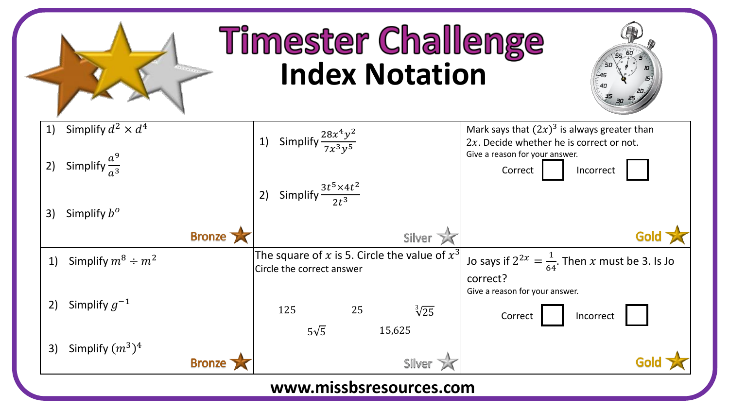# Timester Challenge
## Index Notation

### Bronze

1) Simplify $d^2 \times d^4$
2) Simplify $\frac{a^9}{a^3}$
3) Simplify $b^o$

### Silver

1) Simplify $\frac{28x^4y^2}{7x^3y^5}$
2) Simplify $\frac{3t^5 \times 4t^2}{2t^3}$

### Gold

Mark says that $(2x)^3$ is always greater than $2x$. Decide whether he is correct or not.
Give a reason for your answer.

Correct ☐ Incorrect ☐

### Bronze

1) Simplify $m^8 \div m^2$
2) Simplify $g^{-1}$
3) Simplify $(m^3)^4$

### Silver

The square of $x$ is 5. Circle the value of $x^3$
Circle the correct answer

$125$ $25$ $\sqrt[3]{25}$ $5\sqrt{5}$ $15{,}625$

### Gold

Jo says if $2^{2x} = \frac{1}{64}$. Then $x$ must be 3. Is Jo correct?
Give a reason for your answer.

Correct ☐ Incorrect ☐

www.missbsresources.com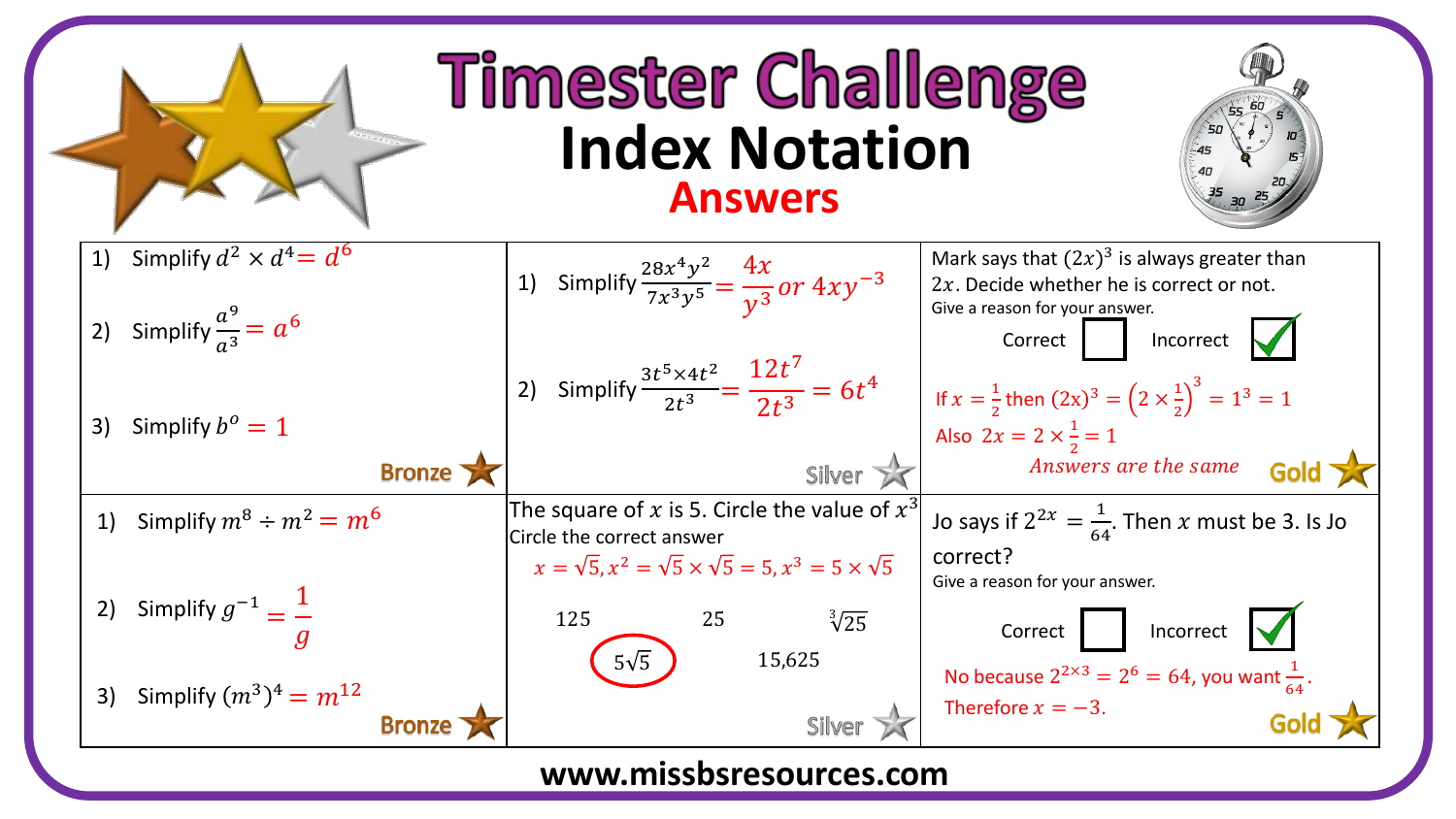# Timester Challenge

## Index Notation

### Answers

**Bronze**

1) Simplify $d^2 \times d^4 = d^6$

2) Simplify $\frac{a^9}{a^3} = a^6$

3) Simplify $b^o = 1$

**Silver**

1) Simplify $\frac{28x^4y^2}{7x^3y^5} = \frac{4x}{y^3}$ or $4xy^{-3}$

2) Simplify $\frac{3t^5 \times 4t^2}{2t^3} = \frac{12t^7}{2t^3} = 6t^4$

**Gold**

Mark says that $(2x)^3$ is always greater than $2x$. Decide whether he is correct or not.

Give a reason for your answer.

Correct ☐ Incorrect ☑

If $x = \frac{1}{2}$ then $(2x)^3 = \left(2 \times \frac{1}{2}\right)^3 = 1^3 = 1$

Also $2x = 2 \times \frac{1}{2} = 1$

*Answers are the same*

**Bronze**

1) Simplify $m^8 \div m^2 = m^6$

2) Simplify $g^{-1} = \frac{1}{g}$

3) Simplify $(m^3)^4 = m^{12}$

**Silver**

The square of $x$ is 5. Circle the value of $x^3$

Circle the correct answer

$x = \sqrt{5}, x^2 = \sqrt{5} \times \sqrt{5} = 5, x^3 = 5 \times \sqrt{5}$

125 25 $\sqrt[3]{25}$

**$5\sqrt{5}$** (circled) 15,625

**Gold**

Jo says if $2^{2x} = \frac{1}{64}$. Then $x$ must be 3. Is Jo correct?

Give a reason for your answer.

Correct ☐ Incorrect ☑

No because $2^{2 \times 3} = 2^6 = 64$, you want $\frac{1}{64}$.

Therefore $x = -3$.

www.missbsresources.com